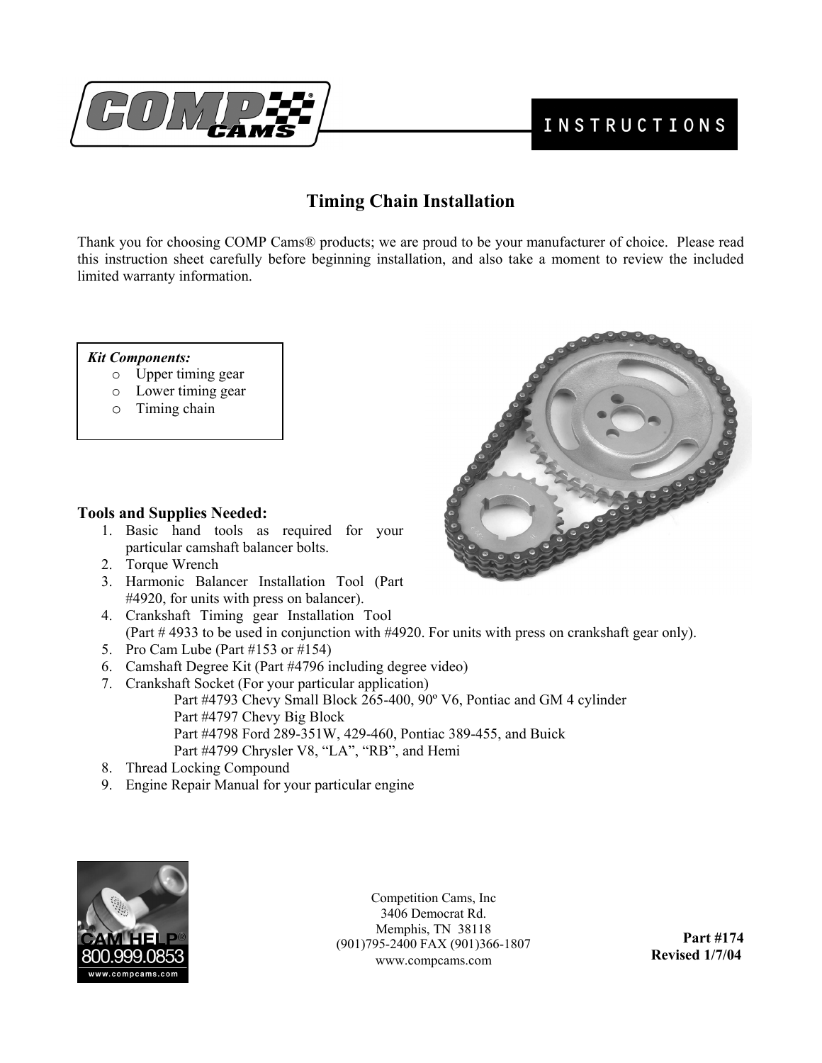INSTRUCTIONS

# Timing Chain Installation

Thank you for choosing COMP Cams® products; we are proud to be your manufacturer of choice. Please read this instruction sheet carefully before beginning installation, and also take a moment to review the included limited warranty information.

***Kit Components:***

- Upper timing gear
- Lower timing gear
- Timing chain

### Tools and Supplies Needed:

1. Basic hand tools as required for your particular camshaft balancer bolts.
2. Torque Wrench
3. Harmonic Balancer Installation Tool (Part #4920, for units with press on balancer).
4. Crankshaft Timing gear Installation Tool (Part # 4933 to be used in conjunction with #4920. For units with press on crankshaft gear only).
5. Pro Cam Lube (Part #153 or #154)
6. Camshaft Degree Kit (Part #4796 including degree video)
7. Crankshaft Socket (For your particular application)
   - Part #4793 Chevy Small Block 265-400, 90º V6, Pontiac and GM 4 cylinder
   - Part #4797 Chevy Big Block
   - Part #4798 Ford 289-351W, 429-460, Pontiac 389-455, and Buick
   - Part #4799 Chrysler V8, "LA", "RB", and Hemi
8. Thread Locking Compound
9. Engine Repair Manual for your particular engine

CAM HELP®
800.999.0853
www.compcams.com

Competition Cams, Inc
3406 Democrat Rd.
Memphis, TN 38118
(901)795-2400 FAX (901)366-1807
www.compcams.com

**Part #174**
**Revised 1/7/04**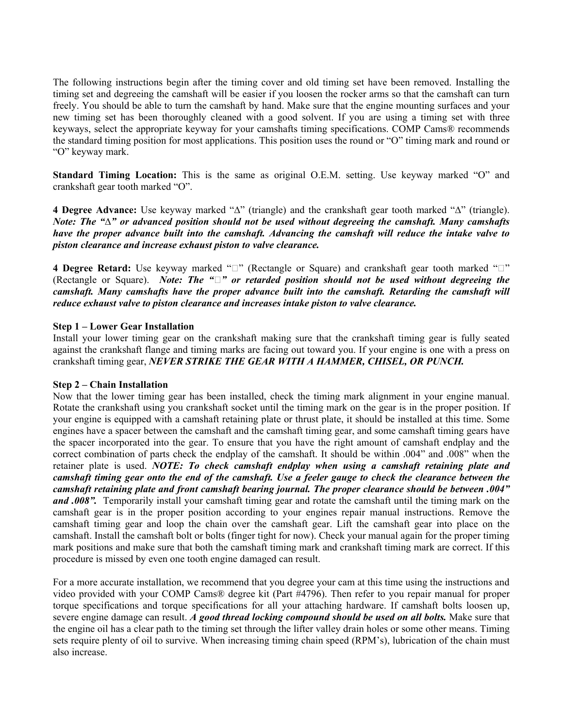The following instructions begin after the timing cover and old timing set have been removed. Installing the timing set and degreeing the camshaft will be easier if you loosen the rocker arms so that the camshaft can turn freely. You should be able to turn the camshaft by hand. Make sure that the engine mounting surfaces and your new timing set has been thoroughly cleaned with a good solvent. If you are using a timing set with three keyways, select the appropriate keyway for your camshafts timing specifications. COMP Cams® recommends the standard timing position for most applications. This position uses the round or "O" timing mark and round or "O" keyway mark.

**Standard Timing Location:** This is the same as original O.E.M. setting. Use keyway marked "O" and crankshaft gear tooth marked "O".

**4 Degree Advance:** Use keyway marked "∆" (triangle) and the crankshaft gear tooth marked "∆" (triangle). ***Note: The "∆" or advanced position should not be used without degreeing the camshaft. Many camshafts have the proper advance built into the camshaft. Advancing the camshaft will reduce the intake valve to piston clearance and increase exhaust piston to valve clearance.***

**4 Degree Retard:** Use keyway marked "□" (Rectangle or Square) and crankshaft gear tooth marked "□" (Rectangle or Square). ***Note: The "□" or retarded position should not be used without degreeing the camshaft. Many camshafts have the proper advance built into the camshaft. Retarding the camshaft will reduce exhaust valve to piston clearance and increases intake piston to valve clearance.***

**Step 1 – Lower Gear Installation**

Install your lower timing gear on the crankshaft making sure that the crankshaft timing gear is fully seated against the crankshaft flange and timing marks are facing out toward you. If your engine is one with a press on crankshaft timing gear, ***NEVER STRIKE THE GEAR WITH A HAMMER, CHISEL, OR PUNCH.***

**Step 2 – Chain Installation**

Now that the lower timing gear has been installed, check the timing mark alignment in your engine manual. Rotate the crankshaft using you crankshaft socket until the timing mark on the gear is in the proper position. If your engine is equipped with a camshaft retaining plate or thrust plate, it should be installed at this time. Some engines have a spacer between the camshaft and the camshaft timing gear, and some camshaft timing gears have the spacer incorporated into the gear. To ensure that you have the right amount of camshaft endplay and the correct combination of parts check the endplay of the camshaft. It should be within .004" and .008" when the retainer plate is used. ***NOTE: To check camshaft endplay when using a camshaft retaining plate and camshaft timing gear onto the end of the camshaft. Use a feeler gauge to check the clearance between the camshaft retaining plate and front camshaft bearing journal. The proper clearance should be between .004" and .008".*** Temporarily install your camshaft timing gear and rotate the camshaft until the timing mark on the camshaft gear is in the proper position according to your engines repair manual instructions. Remove the camshaft timing gear and loop the chain over the camshaft gear. Lift the camshaft gear into place on the camshaft. Install the camshaft bolt or bolts (finger tight for now). Check your manual again for the proper timing mark positions and make sure that both the camshaft timing mark and crankshaft timing mark are correct. If this procedure is missed by even one tooth engine damaged can result.

For a more accurate installation, we recommend that you degree your cam at this time using the instructions and video provided with your COMP Cams® degree kit (Part #4796). Then refer to you repair manual for proper torque specifications and torque specifications for all your attaching hardware. If camshaft bolts loosen up, severe engine damage can result. ***A good thread locking compound should be used on all bolts.*** Make sure that the engine oil has a clear path to the timing set through the lifter valley drain holes or some other means. Timing sets require plenty of oil to survive. When increasing timing chain speed (RPM's), lubrication of the chain must also increase.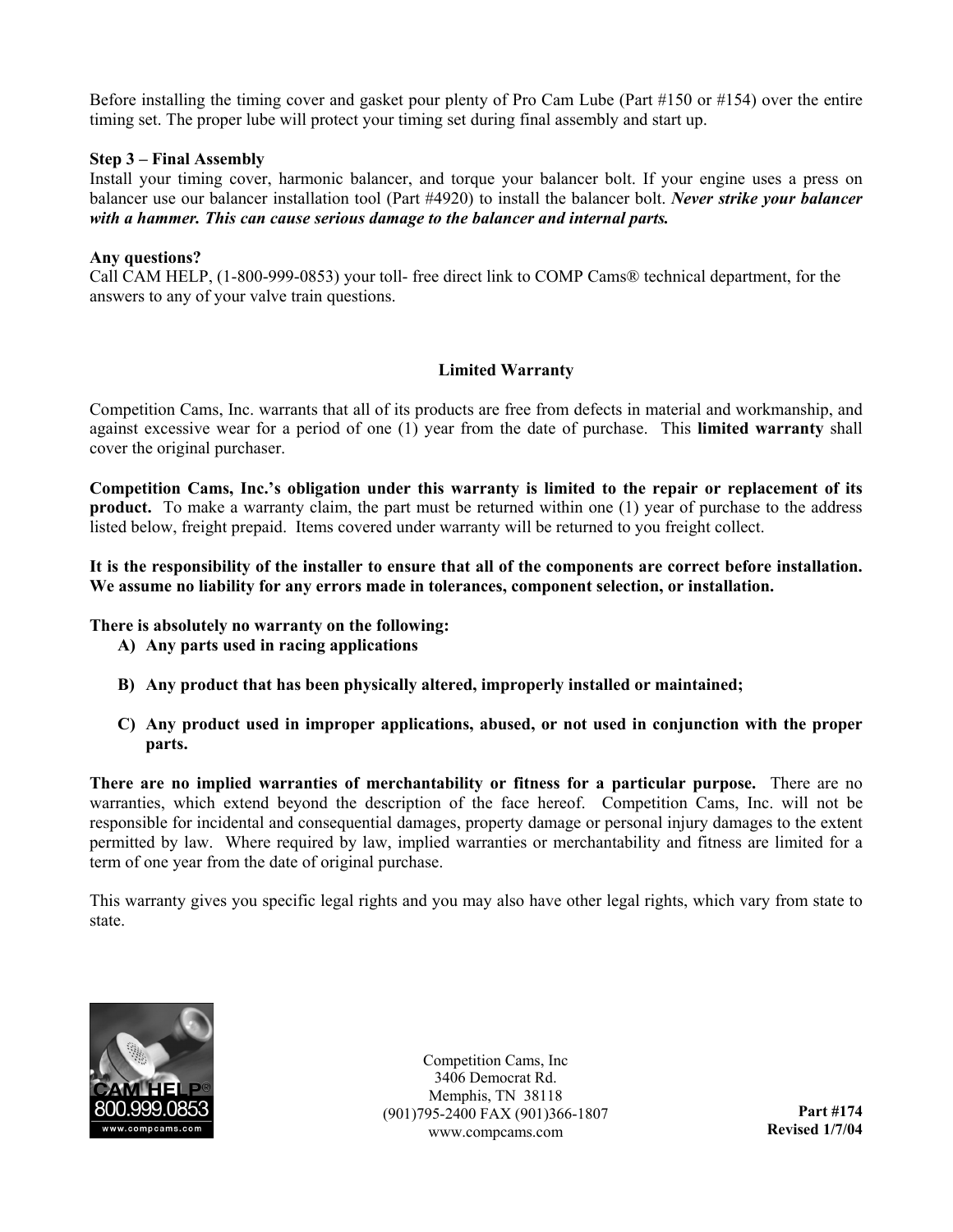Before installing the timing cover and gasket pour plenty of Pro Cam Lube (Part #150 or #154) over the entire timing set. The proper lube will protect your timing set during final assembly and start up.

**Step 3 – Final Assembly**
Install your timing cover, harmonic balancer, and torque your balancer bolt. If your engine uses a press on balancer use our balancer installation tool (Part #4920) to install the balancer bolt. ***Never strike your balancer with a hammer. This can cause serious damage to the balancer and internal parts.***

**Any questions?**
Call CAM HELP, (1-800-999-0853) your toll- free direct link to COMP Cams® technical department, for the answers to any of your valve train questions.

## Limited Warranty

Competition Cams, Inc. warrants that all of its products are free from defects in material and workmanship, and against excessive wear for a period of one (1) year from the date of purchase. This **limited warranty** shall cover the original purchaser.

**Competition Cams, Inc.'s obligation under this warranty is limited to the repair or replacement of its product.** To make a warranty claim, the part must be returned within one (1) year of purchase to the address listed below, freight prepaid. Items covered under warranty will be returned to you freight collect.

**It is the responsibility of the installer to ensure that all of the components are correct before installation. We assume no liability for any errors made in tolerances, component selection, or installation.**

**There is absolutely no warranty on the following:**

**A) Any parts used in racing applications**

**B) Any product that has been physically altered, improperly installed or maintained;**

**C) Any product used in improper applications, abused, or not used in conjunction with the proper parts.**

**There are no implied warranties of merchantability or fitness for a particular purpose.** There are no warranties, which extend beyond the description of the face hereof. Competition Cams, Inc. will not be responsible for incidental and consequential damages, property damage or personal injury damages to the extent permitted by law. Where required by law, implied warranties or merchantability and fitness are limited for a term of one year from the date of original purchase.

This warranty gives you specific legal rights and you may also have other legal rights, which vary from state to state.

CAM HELP®
800.999.0853
www.compcams.com

Competition Cams, Inc
3406 Democrat Rd.
Memphis, TN 38118
(901)795-2400 FAX (901)366-1807
www.compcams.com

**Part #174**
**Revised 1/7/04**